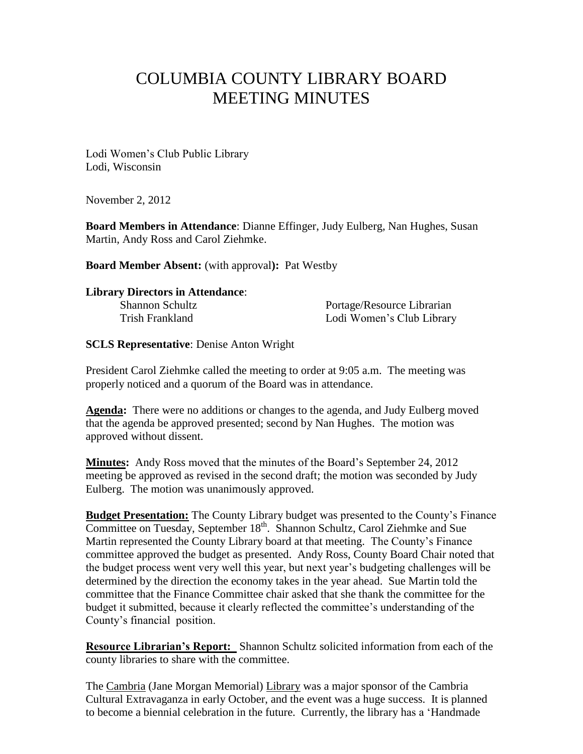# COLUMBIA COUNTY LIBRARY BOARD MEETING MINUTES

Lodi Women's Club Public Library
Lodi, Wisconsin

November 2, 2012

**Board Members in Attendance**: Dianne Effinger, Judy Eulberg, Nan Hughes, Susan Martin, Andy Ross and Carol Ziehmke.

**Board Member Absent:** (with approval**):** Pat Westby

**Library Directors in Attendance**:

| | |
|---|---|
| Shannon Schultz | Portage/Resource Librarian |
| Trish Frankland | Lodi Women's Club Library |

**SCLS Representative**: Denise Anton Wright

President Carol Ziehmke called the meeting to order at 9:05 a.m. The meeting was properly noticed and a quorum of the Board was in attendance.

**Agenda:** There were no additions or changes to the agenda, and Judy Eulberg moved that the agenda be approved presented; second by Nan Hughes. The motion was approved without dissent.

**Minutes:** Andy Ross moved that the minutes of the Board's September 24, 2012 meeting be approved as revised in the second draft; the motion was seconded by Judy Eulberg. The motion was unanimously approved.

**Budget Presentation:** The County Library budget was presented to the County's Finance Committee on Tuesday, September 18th. Shannon Schultz, Carol Ziehmke and Sue Martin represented the County Library board at that meeting. The County's Finance committee approved the budget as presented. Andy Ross, County Board Chair noted that the budget process went very well this year, but next year's budgeting challenges will be determined by the direction the economy takes in the year ahead. Sue Martin told the committee that the Finance Committee chair asked that she thank the committee for the budget it submitted, because it clearly reflected the committee's understanding of the County's financial position.

**Resource Librarian's Report:** Shannon Schultz solicited information from each of the county libraries to share with the committee.

The Cambria (Jane Morgan Memorial) Library was a major sponsor of the Cambria Cultural Extravaganza in early October, and the event was a huge success. It is planned to become a biennial celebration in the future. Currently, the library has a 'Handmade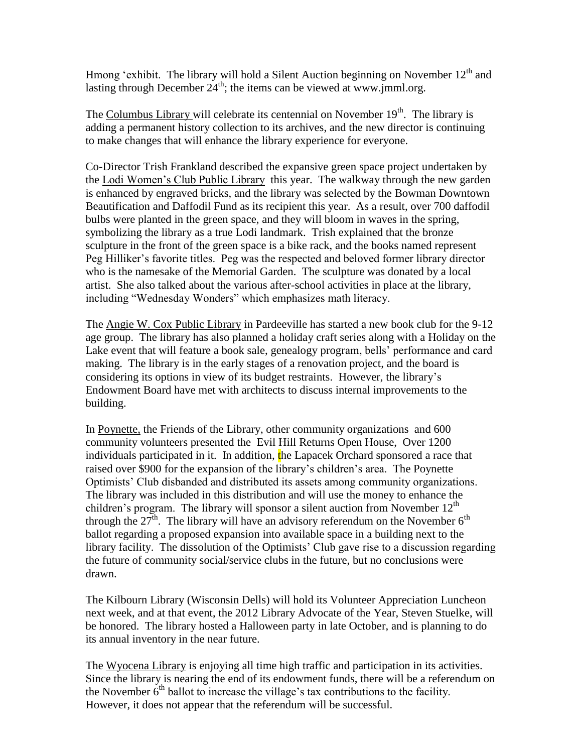Hmong 'exhibit. The library will hold a Silent Auction beginning on November 12th and lasting through December 24th; the items can be viewed at www.jmml.org.

The Columbus Library will celebrate its centennial on November 19th. The library is adding a permanent history collection to its archives, and the new director is continuing to make changes that will enhance the library experience for everyone.

Co-Director Trish Frankland described the expansive green space project undertaken by the Lodi Women's Club Public Library this year. The walkway through the new garden is enhanced by engraved bricks, and the library was selected by the Bowman Downtown Beautification and Daffodil Fund as its recipient this year. As a result, over 700 daffodil bulbs were planted in the green space, and they will bloom in waves in the spring, symbolizing the library as a true Lodi landmark. Trish explained that the bronze sculpture in the front of the green space is a bike rack, and the books named represent Peg Hilliker's favorite titles. Peg was the respected and beloved former library director who is the namesake of the Memorial Garden. The sculpture was donated by a local artist. She also talked about the various after-school activities in place at the library, including "Wednesday Wonders" which emphasizes math literacy.

The Angie W. Cox Public Library in Pardeeville has started a new book club for the 9-12 age group. The library has also planned a holiday craft series along with a Holiday on the Lake event that will feature a book sale, genealogy program, bells' performance and card making. The library is in the early stages of a renovation project, and the board is considering its options in view of its budget restraints. However, the library's Endowment Board have met with architects to discuss internal improvements to the building.

In Poynette, the Friends of the Library, other community organizations and 600 community volunteers presented the Evil Hill Returns Open House, Over 1200 individuals participated in it. In addition, the Lapacek Orchard sponsored a race that raised over $900 for the expansion of the library's children's area. The Poynette Optimists' Club disbanded and distributed its assets among community organizations. The library was included in this distribution and will use the money to enhance the children's program. The library will sponsor a silent auction from November 12th through the 27th. The library will have an advisory referendum on the November 6th ballot regarding a proposed expansion into available space in a building next to the library facility. The dissolution of the Optimists' Club gave rise to a discussion regarding the future of community social/service clubs in the future, but no conclusions were drawn.

The Kilbourn Library (Wisconsin Dells) will hold its Volunteer Appreciation Luncheon next week, and at that event, the 2012 Library Advocate of the Year, Steven Stuelke, will be honored. The library hosted a Halloween party in late October, and is planning to do its annual inventory in the near future.

The Wyocena Library is enjoying all time high traffic and participation in its activities. Since the library is nearing the end of its endowment funds, there will be a referendum on the November 6th ballot to increase the village's tax contributions to the facility. However, it does not appear that the referendum will be successful.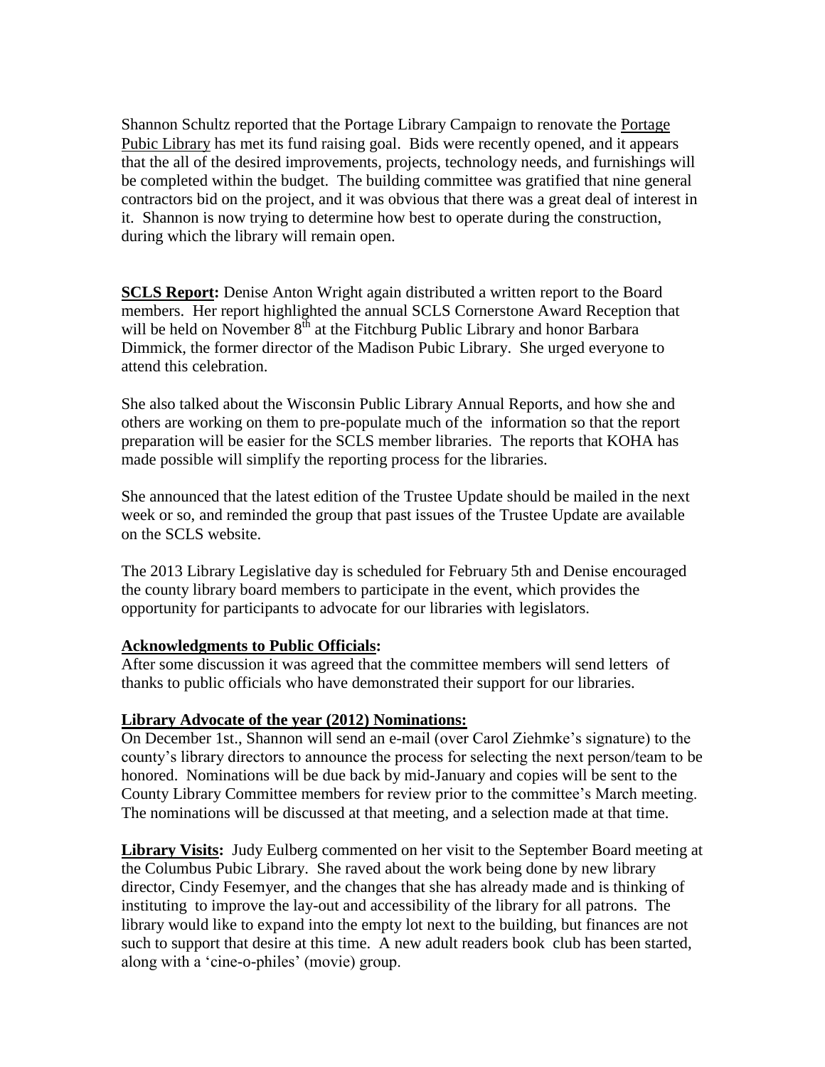Shannon Schultz reported that the Portage Library Campaign to renovate the Portage Pubic Library has met its fund raising goal. Bids were recently opened, and it appears that the all of the desired improvements, projects, technology needs, and furnishings will be completed within the budget. The building committee was gratified that nine general contractors bid on the project, and it was obvious that there was a great deal of interest in it. Shannon is now trying to determine how best to operate during the construction, during which the library will remain open.

**SCLS Report:** Denise Anton Wright again distributed a written report to the Board members. Her report highlighted the annual SCLS Cornerstone Award Reception that will be held on November 8th at the Fitchburg Public Library and honor Barbara Dimmick, the former director of the Madison Pubic Library. She urged everyone to attend this celebration.

She also talked about the Wisconsin Public Library Annual Reports, and how she and others are working on them to pre-populate much of the information so that the report preparation will be easier for the SCLS member libraries. The reports that KOHA has made possible will simplify the reporting process for the libraries.

She announced that the latest edition of the Trustee Update should be mailed in the next week or so, and reminded the group that past issues of the Trustee Update are available on the SCLS website.

The 2013 Library Legislative day is scheduled for February 5th and Denise encouraged the county library board members to participate in the event, which provides the opportunity for participants to advocate for our libraries with legislators.

**Acknowledgments to Public Officials:**
After some discussion it was agreed that the committee members will send letters of thanks to public officials who have demonstrated their support for our libraries.

**Library Advocate of the year (2012) Nominations:**
On December 1st., Shannon will send an e-mail (over Carol Ziehmke's signature) to the county's library directors to announce the process for selecting the next person/team to be honored. Nominations will be due back by mid-January and copies will be sent to the County Library Committee members for review prior to the committee's March meeting. The nominations will be discussed at that meeting, and a selection made at that time.

**Library Visits:** Judy Eulberg commented on her visit to the September Board meeting at the Columbus Pubic Library. She raved about the work being done by new library director, Cindy Fesemyer, and the changes that she has already made and is thinking of instituting to improve the lay-out and accessibility of the library for all patrons. The library would like to expand into the empty lot next to the building, but finances are not such to support that desire at this time. A new adult readers book club has been started, along with a 'cine-o-philes' (movie) group.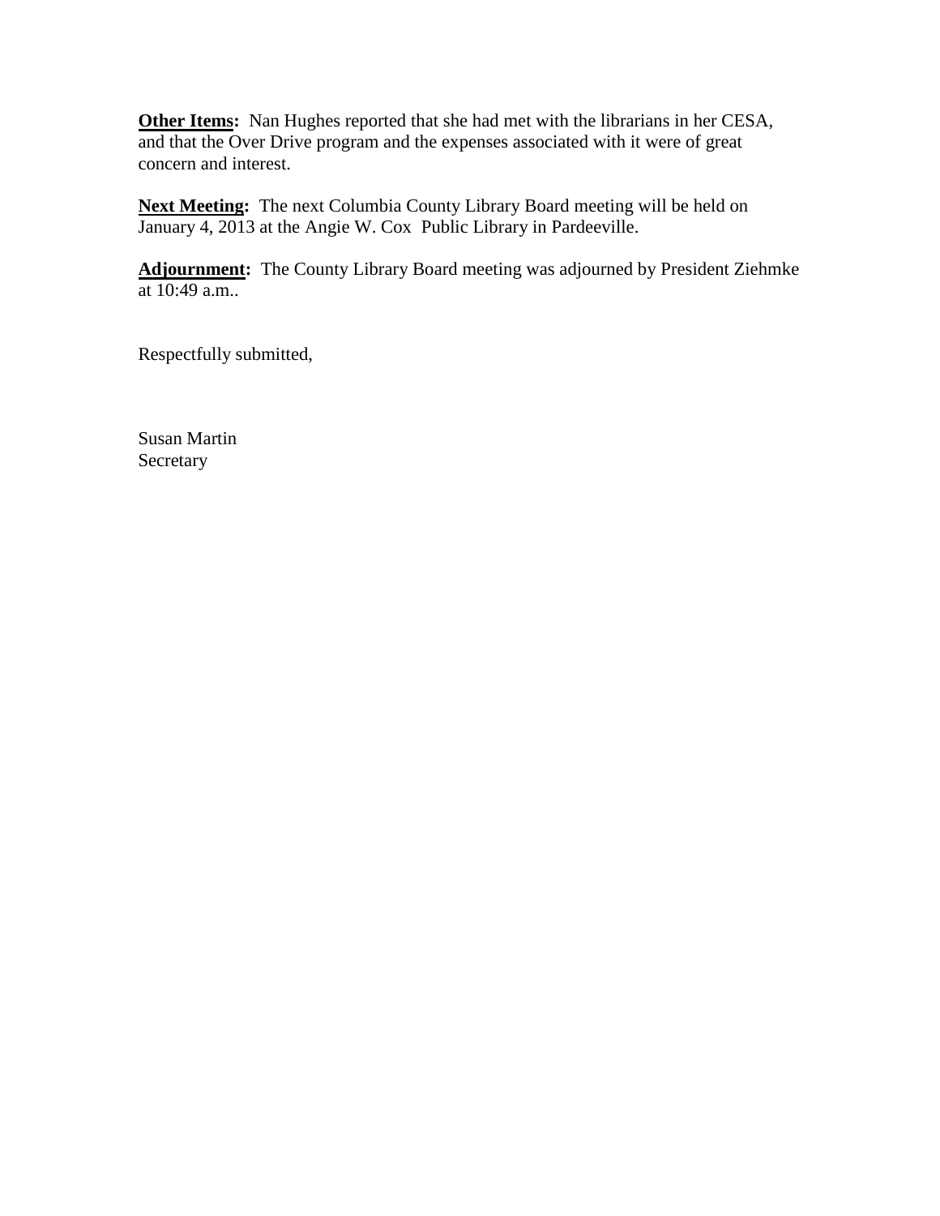**Other Items:** Nan Hughes reported that she had met with the librarians in her CESA, and that the Over Drive program and the expenses associated with it were of great concern and interest.

**Next Meeting:** The next Columbia County Library Board meeting will be held on January 4, 2013 at the Angie W. Cox Public Library in Pardeeville.

**Adjournment:** The County Library Board meeting was adjourned by President Ziehmke at 10:49 a.m..

Respectfully submitted,

Susan Martin
Secretary